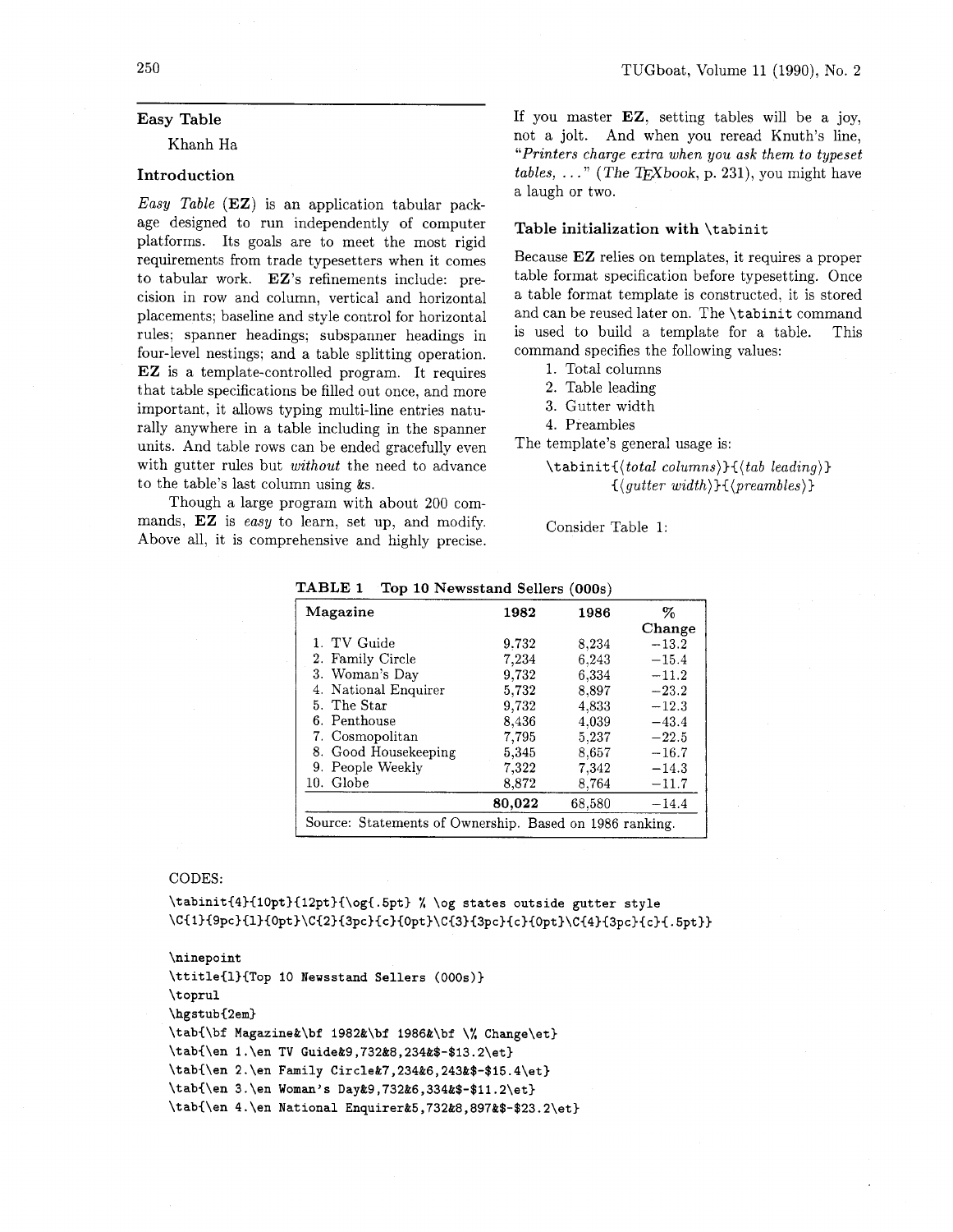## Easy Table

Khanh Ha

### Introduction

*Easy Table* (**EZ**) is an application tabular package designed to run independently of computer platforms. Its goals are to meet the most rigid requirements from trade typesetters when it comes to tabular work. **EZ**'s refinements include: precision in row and column, vertical and horizontal placements; baseline and style control for horizontal rules; spanner headings; subspanner headings in four-level nestings; and a table splitting operation. **EZ** is a template-controlled program. It requires that table specifications be filled out once, and more important, it allows typing multi-line entries naturally anywhere in a table including in the spanner units. And table rows can be ended gracefully even with gutter rules but *without* the need to advance to the table's last column using &s.

Though a large program with about 200 commands, **EZ** is *easy* to learn, set up, and modify. Above all, it is comprehensive and highly precise. If you master **EZ**, setting tables will be a joy, not a jolt. And when you reread Knuth's line, *"Printers charge extra when you ask them to typeset tables, ..."* (*The TEXbook*, p. 231), you might have a laugh or two.

### Table initialization with `\tabinit`

Because **EZ** relies on templates, it requires a proper table format specification before typesetting. Once a table format template is constructed, it is stored and can be reused later on. The `\tabinit` command is used to build a template for a table. This command specifies the following values:

1. Total columns
2. Table leading
3. Gutter width
4. Preambles

The template's general usage is:

`\tabinit{`⟨*total columns*⟩`}{`⟨*tab leading*⟩`}{`⟨*gutter width*⟩`}{`⟨*preambles*⟩`}`

Consider Table 1:

**TABLE 1 Top 10 Newsstand Sellers (000s)**

| **Magazine** | **1982** | **1986** | **% Change** |
|---|---|---|---|
| 1. TV Guide | 9,732 | 8,234 | −13.2 |
| 2. Family Circle | 7,234 | 6,243 | −15.4 |
| 3. Woman's Day | 9,732 | 6,334 | −11.2 |
| 4. National Enquirer | 5,732 | 8,897 | −23.2 |
| 5. The Star | 9,732 | 4,833 | −12.3 |
| 6. Penthouse | 8,436 | 4,039 | −43.4 |
| 7. Cosmopolitan | 7,795 | 5,237 | −22.5 |
| 8. Good Housekeeping | 5,345 | 8,657 | −16.7 |
| 9. People Weekly | 7,322 | 7,342 | −14.3 |
| 10. Globe | 8,872 | 8,764 | −11.7 |
| | **80,022** | 68,580 | −14.4 |

Source: Statements of Ownership. Based on 1986 ranking.

CODES:

```
\tabinit{4}{10pt}{12pt}{\og{.5pt} % \og states outside gutter style
\C{1}{9pc}{l}{0pt}\C{2}{3pc}{c}{0pt}\C{3}{3pc}{c}{0pt}\C{4}{3pc}{c}{.5pt}}

\ninepoint
\ttitle{1}{Top 10 Newsstand Sellers (000s)}
\toprul
\hgstub{2em}
\tab{\bf Magazine&\bf 1982&\bf 1986&\bf \% Change\et}
\tab{\en 1.\en TV Guide&9,732&8,234&$-$13.2\et}
\tab{\en 2.\en Family Circle&7,234&6,243&$-$15.4\et}
\tab{\en 3.\en Woman's Day&9,732&6,334&$-$11.2\et}
\tab{\en 4.\en National Enquirer&5,732&8,897&$-$23.2\et}
```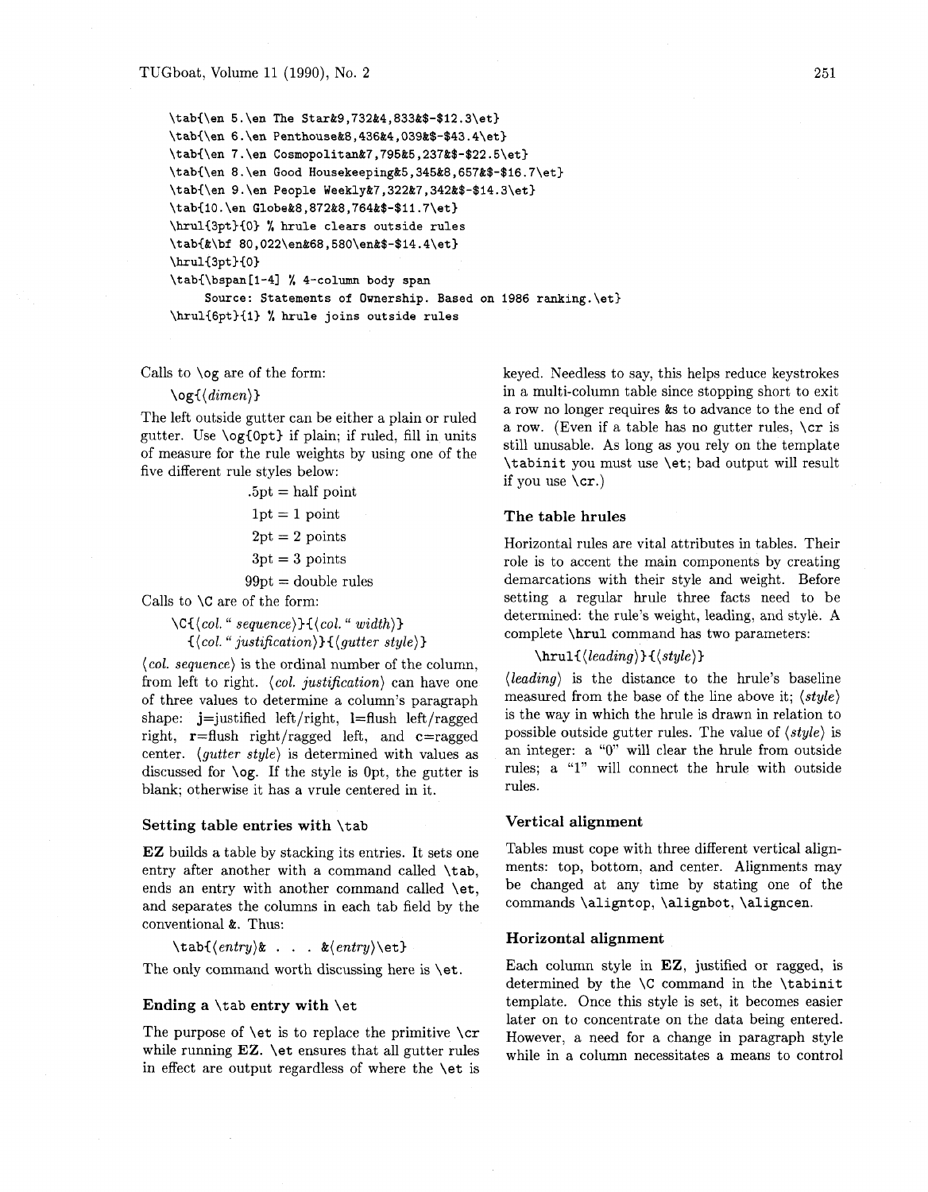```
\tab{\en 5.\en The Star&9,732&4,833&$-$12.3\et}
\tab{\en 6.\en Penthouse&8,436&4,039&$-$43.4\et}
\tab{\en 7.\en Cosmopolitan&7,795&5,237&$-$22.5\et}
\tab{\en 8.\en Good Housekeeping&5,345&8,657&$-$16.7\et}
\tab{\en 9.\en People Weekly&7,322&7,342&$-$14.3\et}
\tab{10.\en Globe&8,872&8,764&$-$11.7\et}
\hrul{3pt}{0} % hrule clears outside rules
\tab{&\bf 80,022\en&68,580\en&$-$14.4\et}
\hrul{3pt}{0}
\tab{\bspan[1-4] % 4-column body span
     Source: Statements of Ownership. Based on 1986 ranking.\et}
\hrul{6pt}{1} % hrule joins outside rules
```

Calls to `\og` are of the form:

`\og{`⟨*dimen*⟩`}`

The left outside gutter can be either a plain or ruled gutter. Use `\og{0pt}` if plain; if ruled, fill in units of measure for the rule weights by using one of the five different rule styles below:

.5pt = half point
1pt = 1 point
2pt = 2 points
3pt = 3 points
99pt = double rules

Calls to `\C` are of the form:

`\C{`⟨*col. " sequence*⟩`}{`⟨*col. " width*⟩`}`
`{`⟨*col. " justification*⟩`}{`⟨*gutter style*⟩`}`

⟨*col. sequence*⟩ is the ordinal number of the column, from left to right. ⟨*col. justification*⟩ can have one of three values to determine a column's paragraph shape: **j**=justified left/right, **l**=flush left/ragged right, **r**=flush right/ragged left, and **c**=ragged center. ⟨*gutter style*⟩ is determined with values as discussed for `\og`. If the style is 0pt, the gutter is blank; otherwise it has a vrule centered in it.

### Setting table entries with `\tab`

**EZ** builds a table by stacking its entries. It sets one entry after another with a command called `\tab`, ends an entry with another command called `\et`, and separates the columns in each tab field by the conventional &. Thus:

`\tab{`⟨*entry*⟩`& . . . &`⟨*entry*⟩`\et}`

The only command worth discussing here is `\et`.

### Ending a `\tab` entry with `\et`

The purpose of `\et` is to replace the primitive `\cr` while running **EZ**. `\et` ensures that all gutter rules in effect are output regardless of where the `\et` is keyed. Needless to say, this helps reduce keystrokes in a multi-column table since stopping short to exit a row no longer requires &s to advance to the end of a row. (Even if a table has no gutter rules, `\cr` is still unusable. As long as you rely on the template `\tabinit` you must use `\et`; bad output will result if you use `\cr`.)

### The table hrules

Horizontal rules are vital attributes in tables. Their role is to accent the main components by creating demarcations with their style and weight. Before setting a regular hrule three facts need to be determined: the rule's weight, leading, and style. A complete `\hrul` command has two parameters:

`\hrul{`⟨*leading*⟩`}{`⟨*style*⟩`}`

⟨*leading*⟩ is the distance to the hrule's baseline measured from the base of the line above it; ⟨*style*⟩ is the way in which the hrule is drawn in relation to possible outside gutter rules. The value of ⟨*style*⟩ is an integer: a "0" will clear the hrule from outside rules; a "1" will connect the hrule with outside rules.

### Vertical alignment

Tables must cope with three different vertical alignments: top, bottom, and center. Alignments may be changed at any time by stating one of the commands `\aligntop`, `\alignbot`, `\aligncen`.

### Horizontal alignment

Each column style in **EZ**, justified or ragged, is determined by the `\C` command in the `\tabinit` template. Once this style is set, it becomes easier later on to concentrate on the data being entered. However, a need for a change in paragraph style while in a column necessitates a means to control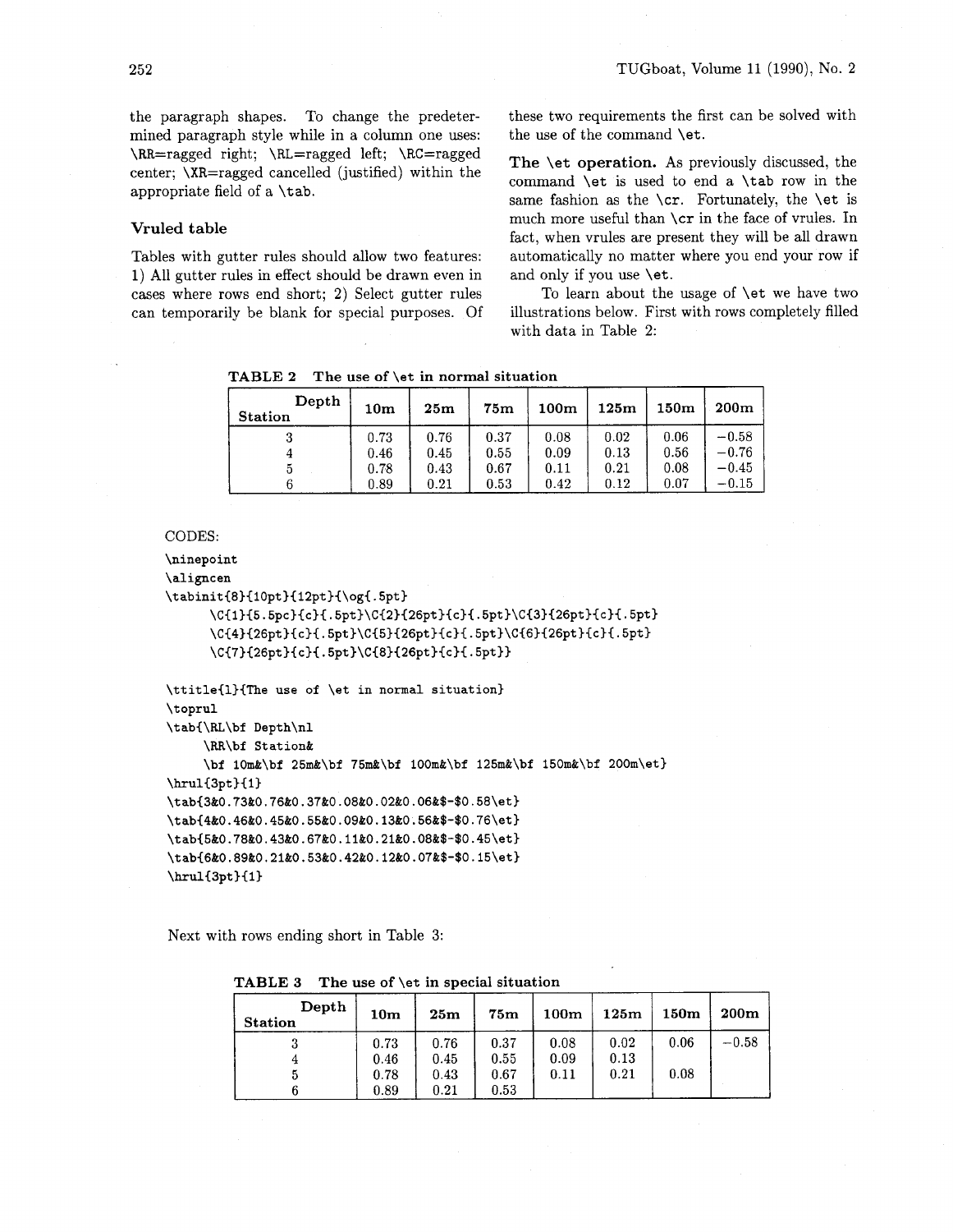the paragraph shapes. To change the predetermined paragraph style while in a column one uses: \RR=ragged right; \RL=ragged left; \RC=ragged center; \XR=ragged cancelled (justified) within the appropriate field of a \tab.

### Vruled table

Tables with gutter rules should allow two features: 1) All gutter rules in effect should be drawn even in cases where rows end short; 2) Select gutter rules can temporarily be blank for special purposes. Of these two requirements the first can be solved with the use of the command \et.

**The \et operation.** As previously discussed, the command \et is used to end a \tab row in the same fashion as the \cr. Fortunately, the \et is much more useful than \cr in the face of vrules. In fact, when vrules are present they will be all drawn automatically no matter where you end your row if and only if you use \et.

To learn about the usage of \et we have two illustrations below. First with rows completely filled with data in Table 2:

**TABLE 2 The use of \et in normal situation**

| Depth / Station | 10m | 25m | 75m | 100m | 125m | 150m | 200m |
|---|---|---|---|---|---|---|---|
| 3 | 0.73 | 0.76 | 0.37 | 0.08 | 0.02 | 0.06 | −0.58 |
| 4 | 0.46 | 0.45 | 0.55 | 0.09 | 0.13 | 0.56 | −0.76 |
| 5 | 0.78 | 0.43 | 0.67 | 0.11 | 0.21 | 0.08 | −0.45 |
| 6 | 0.89 | 0.21 | 0.53 | 0.42 | 0.12 | 0.07 | −0.15 |

CODES:

```
\ninepoint
\aligncen
\tabinit{8}{10pt}{12pt}{\og{.5pt}
     \C{1}{5.5pc}{c}{.5pt}\C{2}{26pt}{c}{.5pt}\C{3}{26pt}{c}{.5pt}
     \C{4}{26pt}{c}{.5pt}\C{5}{26pt}{c}{.5pt}\C{6}{26pt}{c}{.5pt}
     \C{7}{26pt}{c}{.5pt}\C{8}{26pt}{c}{.5pt}}

\ttitle{1}{The use of \et in normal situation}
\toprul
\tab{\RL\bf Depth\nl
     \RR\bf Station&
     \bf 10m&\bf 25m&\bf 75m&\bf 100m&\bf 125m&\bf 150m&\bf 200m\et}
\hrul{3pt}{1}
\tab{3&0.73&0.76&0.37&0.08&0.02&0.06&$-$0.58\et}
\tab{4&0.46&0.45&0.55&0.09&0.13&0.56&$-$0.76\et}
\tab{5&0.78&0.43&0.67&0.11&0.21&0.08&$-$0.45\et}
\tab{6&0.89&0.21&0.53&0.42&0.12&0.07&$-$0.15\et}
\hrul{3pt}{1}
```

Next with rows ending short in Table 3:

**TABLE 3 The use of \et in special situation**

| Depth / Station | 10m | 25m | 75m | 100m | 125m | 150m | 200m |
|---|---|---|---|---|---|---|---|
| 3 | 0.73 | 0.76 | 0.37 | 0.08 | 0.02 | 0.06 | −0.58 |
| 4 | 0.46 | 0.45 | 0.55 | 0.09 | 0.13 | | |
| 5 | 0.78 | 0.43 | 0.67 | 0.11 | 0.21 | 0.08 | |
| 6 | 0.89 | 0.21 | 0.53 | | | | |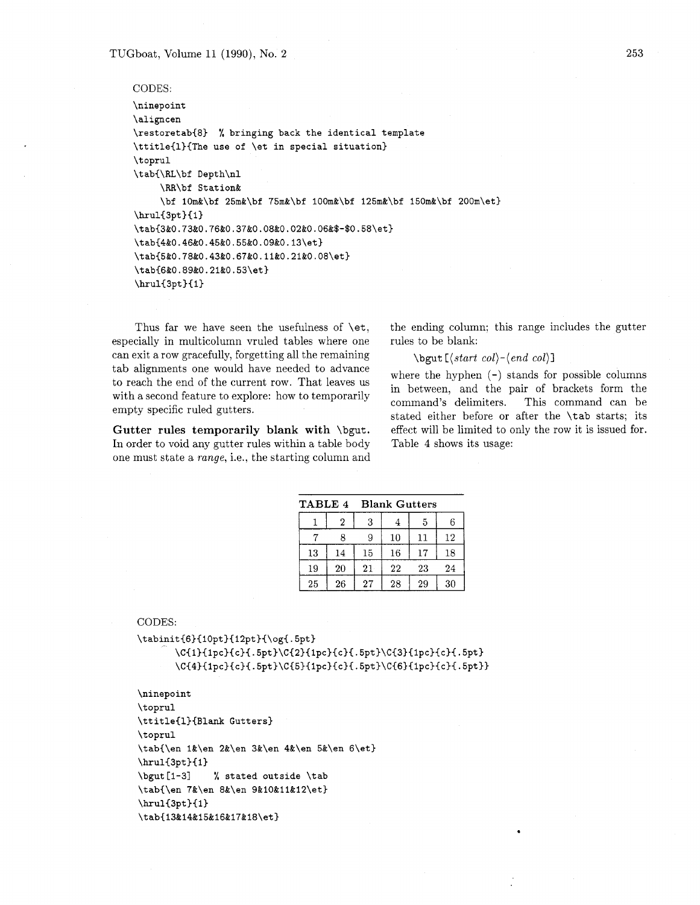CODES:

```
\ninepoint
\aligncen
\restoretab{8}  % bringing back the identical template
\ttitle{1}{The use of \et in special situation}
\toprul
\tab{\RL\bf Depth\nl
     \RR\bf Station&
     \bf 10m&\bf 25m&\bf 75m&\bf 100m&\bf 125m&\bf 150m&\bf 200m\et}
\hrul{3pt}{1}
\tab{3&0.73&0.76&0.37&0.08&0.02&0.06&$-$0.58\et}
\tab{4&0.46&0.45&0.55&0.09&0.13\et}
\tab{5&0.78&0.43&0.67&0.11&0.21&0.08\et}
\tab{6&0.89&0.21&0.53\et}
\hrul{3pt}{1}
```

Thus far we have seen the usefulness of \et, especially in multicolumn vruled tables where one can exit a row gracefully, forgetting all the remaining tab alignments one would have needed to advance to reach the end of the current row. That leaves us with a second feature to explore: how to temporarily empty specific ruled gutters.

**Gutter rules temporarily blank with \bgut.** In order to void any gutter rules within a table body one must state a *range*, i.e., the starting column and the ending column; this range includes the gutter rules to be blank:

\bgut [⟨*start col*⟩-⟨*end col*⟩]

where the hyphen (-) stands for possible columns in between, and the pair of brackets form the command's delimiters. This command can be stated either before or after the \tab starts; its effect will be limited to only the row it is issued for. Table 4 shows its usage:

**TABLE 4 Blank Gutters**

| 1 | 2 | 3 | 4 | 5 | 6 |
|---|---|---|---|---|---|
| 7 | 8 | 9 | 10 | 11 | 12 |
| 13 | 14 | 15 | 16 | 17 | 18 |
| 19 | 20 | 21 | 22 | 23 | 24 |
| 25 | 26 | 27 | 28 | 29 | 30 |

CODES:

```
\tabinit{6}{10pt}{12pt}{\og{.5pt}
      \C{1}{1pc}{c}{.5pt}\C{2}{1pc}{c}{.5pt}\C{3}{1pc}{c}{.5pt}
      \C{4}{1pc}{c}{.5pt}\C{5}{1pc}{c}{.5pt}\C{6}{1pc}{c}{.5pt}}

\ninepoint
\toprul
\ttitle{1}{Blank Gutters}
\toprul
\tab{\en 1&\en 2&\en 3&\en 4&\en 5&\en 6\et}
\hrul{3pt}{1}
\bgut[1-3]    % stated outside \tab
\tab{\en 7&\en 8&\en 9&10&11&12\et}
\hrul{3pt}{1}
\tab{13&14&15&16&17&18\et}
```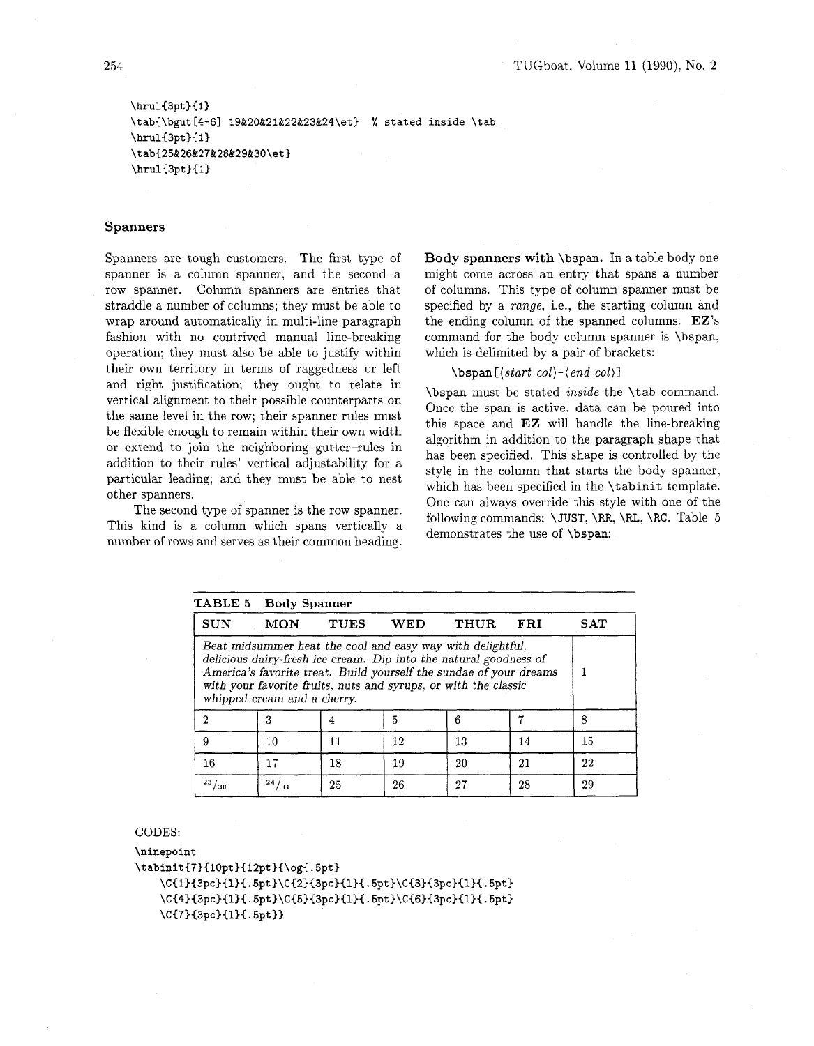```
\hrul{3pt}{1}
\tab{\bgut[4-6] 19&20&21&22&23&24\et}  % stated inside \tab
\hrul{3pt}{1}
\tab{25&26&27&28&29&30\et}
\hrul{3pt}{1}
```

### Spanners

Spanners are tough customers. The first type of spanner is a column spanner, and the second a row spanner. Column spanners are entries that straddle a number of columns; they must be able to wrap around automatically in multi-line paragraph fashion with no contrived manual line-breaking operation; they must also be able to justify within their own territory in terms of raggedness or left and right justification; they ought to relate in vertical alignment to their possible counterparts on the same level in the row; their spanner rules must be flexible enough to remain within their own width or extend to join the neighboring gutter-rules in addition to their rules' vertical adjustability for a particular leading; and they must be able to nest other spanners.

The second type of spanner is the row spanner. This kind is a column which spans vertically a number of rows and serves as their common heading.

**Body spanners with `\bspan`.** In a table body one might come across an entry that spans a number of columns. This type of column spanner must be specified by a *range*, i.e., the starting column and the ending column of the spanned columns. **EZ**'s command for the body column spanner is `\bspan`, which is delimited by a pair of brackets:

`\bspan[`⟨*start col*⟩`-`⟨*end col*⟩`]`

`\bspan` must be stated *inside* the `\tab` command. Once the span is active, data can be poured into this space and **EZ** will handle the line-breaking algorithm in addition to the paragraph shape that has been specified. This shape is controlled by the style in the column that starts the body spanner, which has been specified in the `\tabinit` template. One can always override this style with one of the following commands: `\JUST`, `\RR`, `\RL`, `\RC`. Table 5 demonstrates the use of `\bspan`:

**TABLE 5 Body Spanner**

| SUN | MON | TUES | WED | THUR | FRI | SAT |
|---|---|---|---|---|---|---|
| *Beat midsummer heat the cool and easy way with delightful, delicious dairy-fresh ice cream. Dip into the natural goodness of America's favorite treat. Build yourself the sundae of your dreams with your favorite fruits, nuts and syrups, or with the classic whipped cream and a cherry.* | | | | | | 1 |
| 2 | 3 | 4 | 5 | 6 | 7 | 8 |
| 9 | 10 | 11 | 12 | 13 | 14 | 15 |
| 16 | 17 | 18 | 19 | 20 | 21 | 22 |
| 23/30 | 24/31 | 25 | 26 | 27 | 28 | 29 |

CODES:

```
\ninepoint
\tabinit{7}{10pt}{12pt}{\og{.5pt}
    \C{1}{3pc}{l}{.5pt}\C{2}{3pc}{l}{.5pt}\C{3}{3pc}{l}{.5pt}
    \C{4}{3pc}{l}{.5pt}\C{5}{3pc}{l}{.5pt}\C{6}{3pc}{l}{.5pt}
    \C{7}{3pc}{l}{.5pt}}
```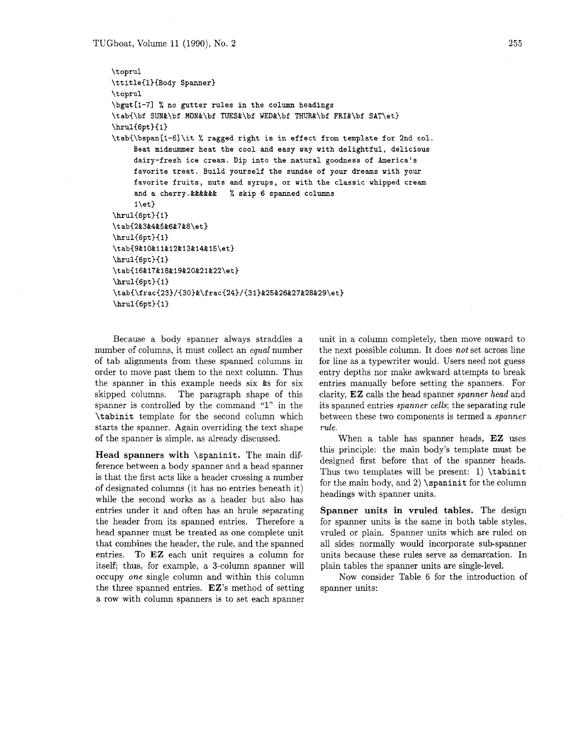```
\toprul
\ttitle{l}{Body Spanner}
\toprul
\bgut[1-7] % no gutter rules in the column headings
\tab{\bf SUN&\bf MON&\bf TUES&\bf WED&\bf THUR&\bf FRI&\bf SAT\et}
\hrul{6pt}{1}
\tab{\bspan[1-6]\it % ragged right is in effect from template for 2nd col.
     Beat midsummer heat the cool and easy way with delightful, delicious
     dairy-fresh ice cream. Dip into the natural goodness of America's
     favorite treat. Build yourself the sundae of your dreams with your
     favorite fruits, nuts and syrups, or with the classic whipped cream
     and a cherry.&&&&&&   % skip 6 spanned columns
     1\et}
\hrul{6pt}{1}
\tab{2&3&4&5&6&7&8\et}
\hrul{6pt}{1}
\tab{9&10&11&12&13&14&15\et}
\hrul{6pt}{1}
\tab{16&17&18&19&20&21&22\et}
\hrul{6pt}{1}
\tab{\frac{23}/{30}&\frac{24}/{31}&25&26&27&28&29\et}
\hrul{6pt}{1}
```

Because a body spanner always straddles a number of columns, it must collect an *equal* number of tab alignments from these spanned columns in order to move past them to the next column. Thus the spanner in this example needs six &s for six skipped columns. The paragraph shape of this spanner is controlled by the command "l" in the `\tabinit` template for the second column which starts the spanner. Again overriding the text shape of the spanner is simple, as already discussed.

**Head spanners with `\spaninit`.** The main difference between a body spanner and a head spanner is that the first acts like a header crossing a number of designated columns (it has no entries beneath it) while the second works as a header but also has entries under it and often has an hrule separating the header from its spanned entries. Therefore a head spanner must be treated as one complete unit that combines the header, the rule, and the spanned entries. To **EZ** each unit requires a column for itself; thus, for example, a 3-column spanner will occupy *one* single column and within this column the three spanned entries. **EZ**'s method of setting a row with column spanners is to set each spanner unit in a column completely, then move onward to the next possible column. It does *not* set across line for line as a typewriter would. Users need not guess entry depths nor make awkward attempts to break entries manually before setting the spanners. For clarity, **EZ** calls the head spanner *spanner head* and its spanned entries *spanner cells*; the separating rule between these two components is termed a *spanner rule*.

When a table has spanner heads, **EZ** uses this principle: the main body's template must be designed first before that of the spanner heads. Thus two templates will be present: 1) `\tabinit` for the main body, and 2) `\spaninit` for the column headings with spanner units.

**Spanner units in vruled tables.** The design for spanner units is the same in both table styles, vruled or plain. Spanner units which are ruled on all sides normally would incorporate sub-spanner units because these rules serve as demarcation. In plain tables the spanner units are single-level.

Now consider Table 6 for the introduction of spanner units: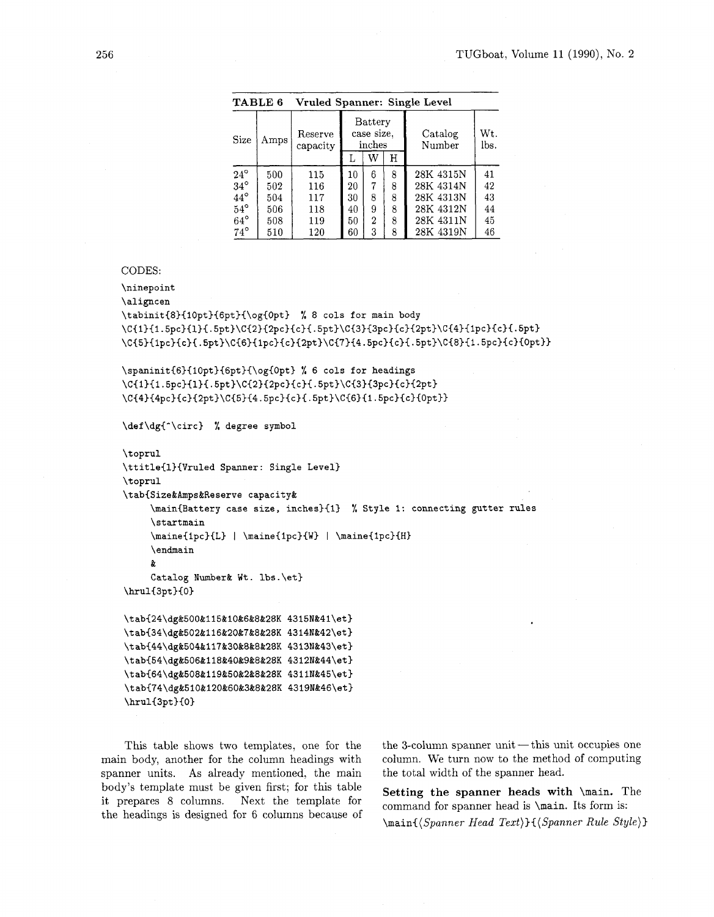**TABLE 6 Vruled Spanner: Single Level**

| Size | Amps | Reserve capacity | Battery case size, inches | | | Catalog Number | Wt. lbs. |
|---|---|---|---|---|---|---|---|
| | | | L | W | H | | |
| 24° | 500 | 115 | 10 | 6 | 8 | 28K 4315N | 41 |
| 34° | 502 | 116 | 20 | 7 | 8 | 28K 4314N | 42 |
| 44° | 504 | 117 | 30 | 8 | 8 | 28K 4313N | 43 |
| 54° | 506 | 118 | 40 | 9 | 8 | 28K 4312N | 44 |
| 64° | 508 | 119 | 50 | 2 | 8 | 28K 4311N | 45 |
| 74° | 510 | 120 | 60 | 3 | 8 | 28K 4319N | 46 |

CODES:

```
\ninepoint
\aligncen
\tabinit{8}{10pt}{6pt}{\og{0pt}  % 8 cols for main body
\C{1}{1.5pc}{l}{.5pt}\C{2}{2pc}{c}{.5pt}\C{3}{3pc}{c}{2pt}\C{4}{1pc}{c}{.5pt}
\C{5}{1pc}{c}{.5pt}\C{6}{1pc}{c}{2pt}\C{7}{4.5pc}{c}{.5pt}\C{8}{1.5pc}{c}{0pt}}

\spaninit{6}{10pt}{6pt}{\og{0pt} % 6 cols for headings
\C{1}{1.5pc}{l}{.5pt}\C{2}{2pc}{c}{.5pt}\C{3}{3pc}{c}{2pt}
\C{4}{4pc}{c}{2pt}\C{5}{4.5pc}{c}{.5pt}\C{6}{1.5pc}{c}{0pt}}

\def\dg{^\circ}  % degree symbol

\toprul
\ttitle{1}{Vruled Spanner: Single Level}
\toprul
\tab{Size&Amps&Reserve capacity&
     \main{Battery case size, inches}{1}  % Style 1: connecting gutter rules
     \startmain
     \maine{1pc}{L} | \maine{1pc}{W} | \maine{1pc}{H}
     \endmain
     &
     Catalog Number& Wt. lbs.\et}
\hrul{3pt}{0}

\tab{24\dg&500&115&10&6&8&28K 4315N&41\et}
\tab{34\dg&502&116&20&7&8&28K 4314N&42\et}
\tab{44\dg&504&117&30&8&8&28K 4313N&43\et}
\tab{54\dg&506&118&40&9&8&28K 4312N&44\et}
\tab{64\dg&508&119&50&2&8&28K 4311N&45\et}
\tab{74\dg&510&120&60&3&8&28K 4319N&46\et}
\hrul{3pt}{0}
```

This table shows two templates, one for the main body, another for the column headings with spanner units. As already mentioned, the main body's template must be given first; for this table it prepares 8 columns. Next the template for the headings is designed for 6 columns because of the 3-column spanner unit — this unit occupies one column. We turn now to the method of computing the total width of the spanner head.

**Setting the spanner heads with \main.** The command for spanner head is \main. Its form is:

\main{⟨*Spanner Head Text*⟩}{⟨*Spanner Rule Style*⟩}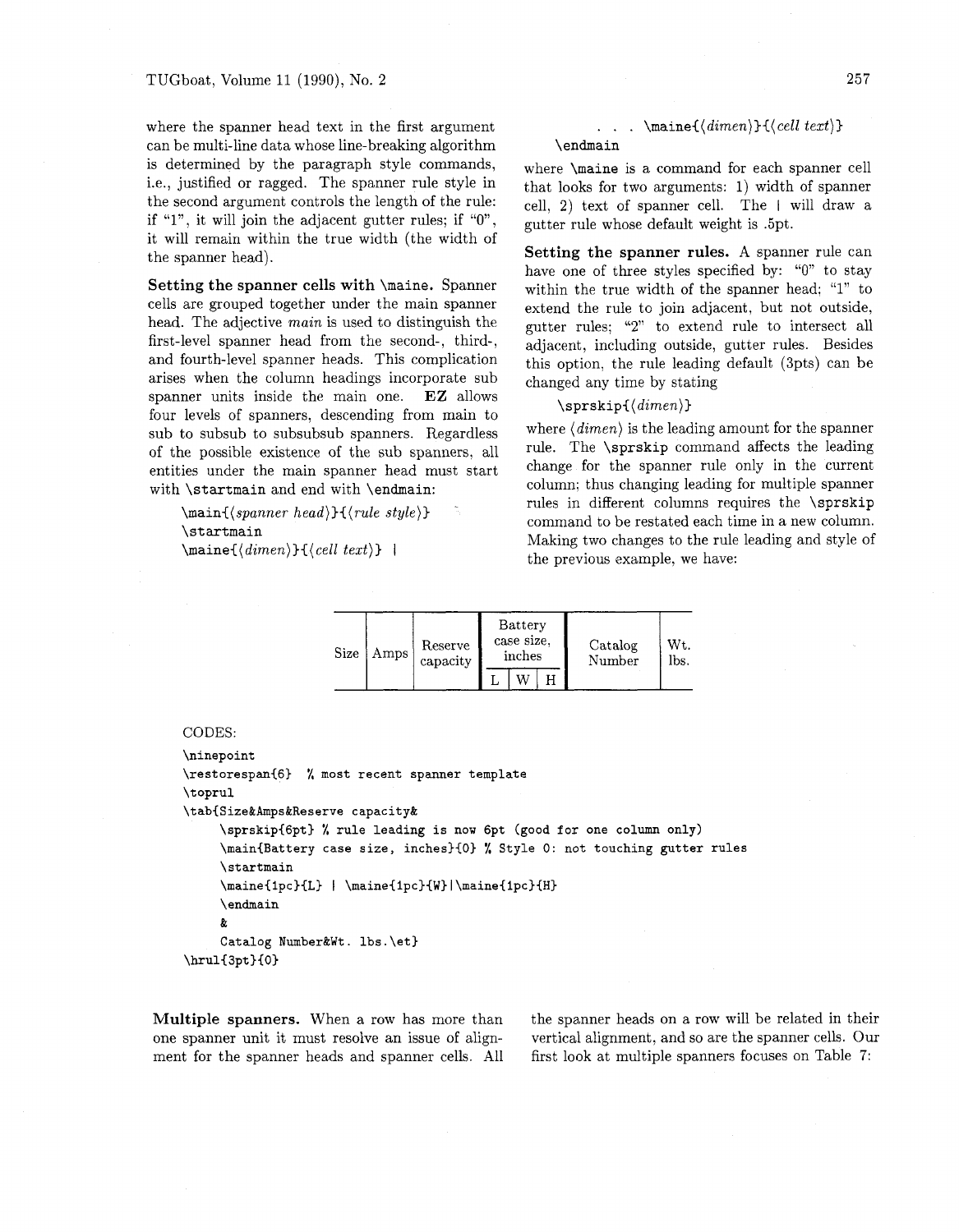where the spanner head text in the first argument can be multi-line data whose line-breaking algorithm is determined by the paragraph style commands, i.e., justified or ragged. The spanner rule style in the second argument controls the length of the rule: if "1", it will join the adjacent gutter rules; if "0", it will remain within the true width (the width of the spanner head).

**Setting the spanner cells with \maine.** Spanner cells are grouped together under the main spanner head. The adjective *main* is used to distinguish the first-level spanner head from the second-, third-, and fourth-level spanner heads. This complication arises when the column headings incorporate sub spanner units inside the main one. **EZ** allows four levels of spanners, descending from main to sub to subsub to subsubsub spanners. Regardless of the possible existence of the sub spanners, all entities under the main spanner head must start with `\startmain` and end with `\endmain`:

```
\main{⟨spanner head⟩}{⟨rule style⟩}
\startmain
\maine{⟨dimen⟩}{⟨cell text⟩} |
   . . . \maine{⟨dimen⟩}{⟨cell text⟩}
\endmain
```

where `\maine` is a command for each spanner cell that looks for two arguments: 1) width of spanner cell, 2) text of spanner cell. The | will draw a gutter rule whose default weight is .5pt.

**Setting the spanner rules.** A spanner rule can have one of three styles specified by: "0" to stay within the true width of the spanner head; "1" to extend the rule to join adjacent, but not outside, gutter rules; "2" to extend rule to intersect all adjacent, including outside, gutter rules. Besides this option, the rule leading default (3pts) can be changed any time by stating

```
\sprskip{⟨dimen⟩}
```

where ⟨*dimen*⟩ is the leading amount for the spanner rule. The `\sprskip` command affects the leading change for the spanner rule only in the current column; thus changing leading for multiple spanner rules in different columns requires the `\sprskip` command to be restated each time in a new column. Making two changes to the rule leading and style of the previous example, we have:

| Size | Amps | Reserve capacity | Battery case size, inches | | | Catalog Number | Wt. lbs. |
|---|---|---|---|---|---|---|---|
| | | | L | W | H | | |

CODES:

```
\ninepoint
\restorespan{6}  % most recent spanner template
\toprul
\tab{Size&Amps&Reserve capacity&
     \sprskip{6pt} % rule leading is now 6pt (good for one column only)
     \main{Battery case size, inches}{0} % Style 0: not touching gutter rules
     \startmain
     \maine{1pc}{L} | \maine{1pc}{W}|\maine{1pc}{H}
     \endmain
     &
     Catalog Number&Wt. lbs.\et}
\hrul{3pt}{0}
```

**Multiple spanners.** When a row has more than one spanner unit it must resolve an issue of alignment for the spanner heads and spanner cells. All the spanner heads on a row will be related in their vertical alignment, and so are the spanner cells. Our first look at multiple spanners focuses on Table 7: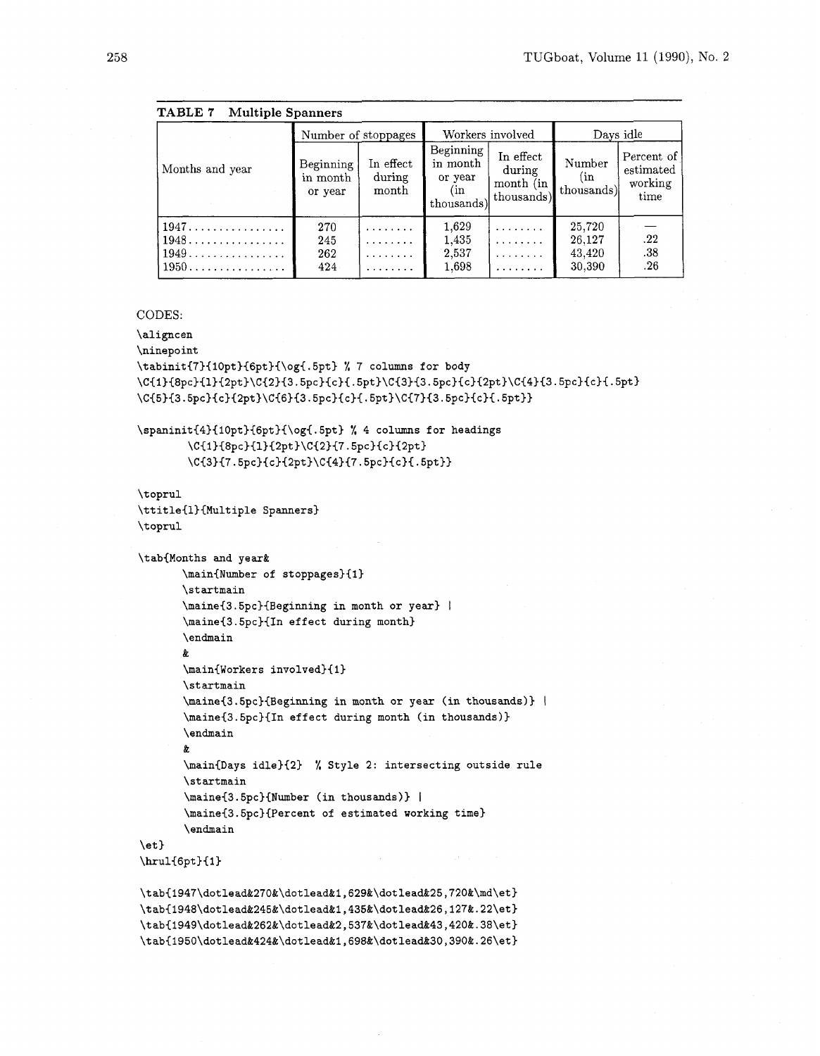**TABLE 7 Multiple Spanners**

| Months and year | Number of stoppages | | Workers involved | | Days idle | |
|---|---|---|---|---|---|---|
| | Beginning in month or year | In effect during month | Beginning in month or year (in thousands) | In effect during month (in thousands) | Number (in thousands) | Percent of estimated working time |
| 1947................ | 270 | ........ | 1,629 | ........ | 25,720 | — |
| 1948................ | 245 | ........ | 1,435 | ........ | 26,127 | .22 |
| 1949................ | 262 | ........ | 2,537 | ........ | 43,420 | .38 |
| 1950................ | 424 | ........ | 1,698 | ........ | 30,390 | .26 |

CODES:

```
\aligncen
\ninepoint
\tabinit{7}{10pt}{6pt}{\og{.5pt} % 7 columns for body
\C{1}{8pc}{l}{2pt}\C{2}{3.5pc}{c}{.5pt}\C{3}{3.5pc}{c}{2pt}\C{4}{3.5pc}{c}{.5pt}
\C{5}{3.5pc}{c}{2pt}\C{6}{3.5pc}{c}{.5pt}\C{7}{3.5pc}{c}{.5pt}}

\spaninit{4}{10pt}{6pt}{\og{.5pt} % 4 columns for headings
        \C{1}{8pc}{l}{2pt}\C{2}{7.5pc}{c}{2pt}
        \C{3}{7.5pc}{c}{2pt}\C{4}{7.5pc}{c}{.5pt}}

\toprul
\ttitle{l}{Multiple Spanners}
\toprul

\tab{Months and year&
       \main{Number of stoppages}{1}
       \startmain
       \maine{3.5pc}{Beginning in month or year} |
       \maine{3.5pc}{In effect during month}
       \endmain
       &
       \main{Workers involved}{1}
       \startmain
       \maine{3.5pc}{Beginning in month or year (in thousands)} |
       \maine{3.5pc}{In effect during month (in thousands)}
       \endmain
       &
       \main{Days idle}{2}  % Style 2: intersecting outside rule
       \startmain
       \maine{3.5pc}{Number (in thousands)} |
       \maine{3.5pc}{Percent of estimated working time}
       \endmain
\et}
\hrul{6pt}{1}

\tab{1947\dotlead&270&\dotlead&1,629&\dotlead&25,720&\md\et}
\tab{1948\dotlead&245&\dotlead&1,435&\dotlead&26,127&.22\et}
\tab{1949\dotlead&262&\dotlead&2,537&\dotlead&43,420&.38\et}
\tab{1950\dotlead&424&\dotlead&1,698&\dotlead&30,390&.26\et}
```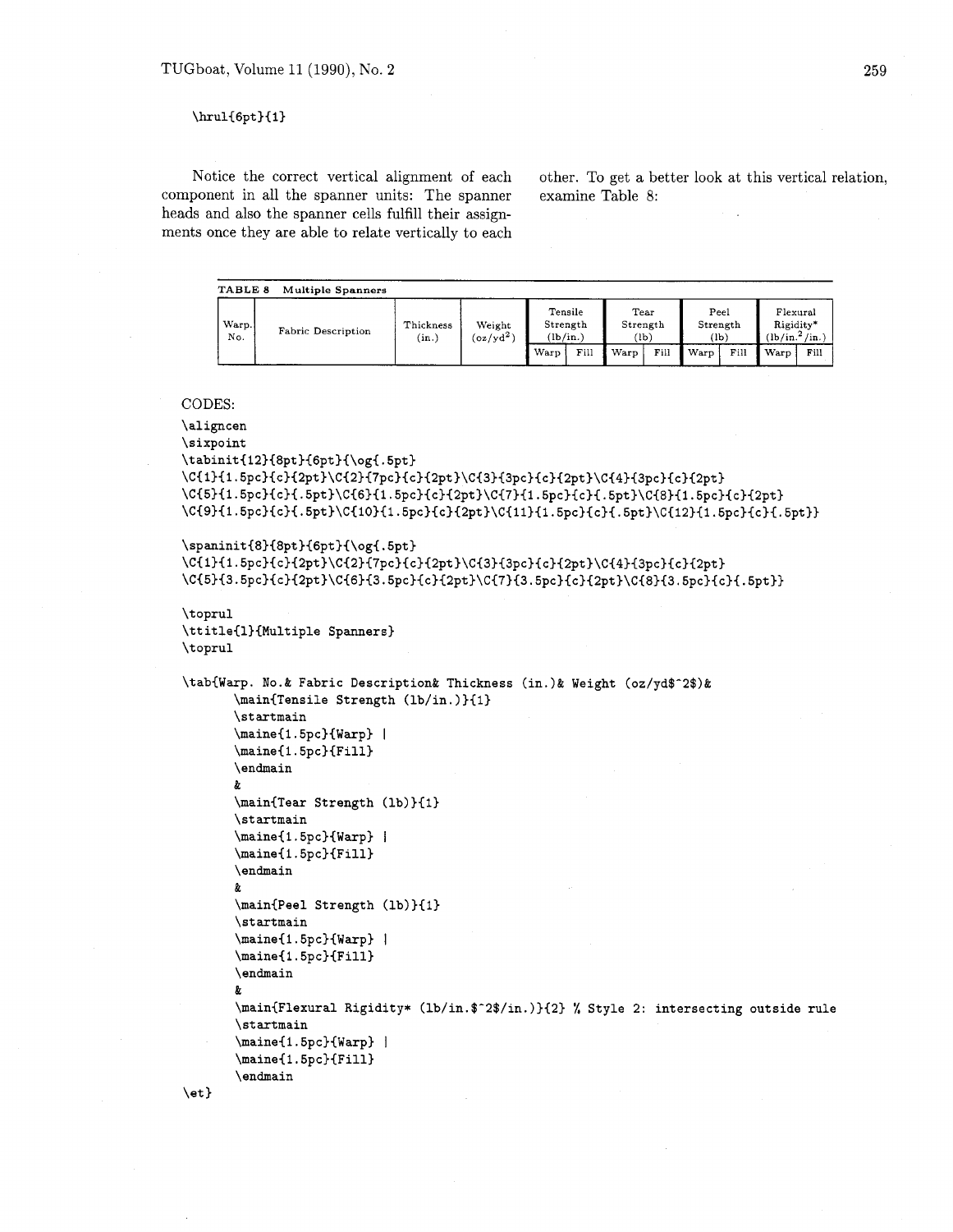```
\hrul{6pt}{1}
```

Notice the correct vertical alignment of each component in all the spanner units: The spanner heads and also the spanner cells fulfill their assignments once they are able to relate vertically to each other. To get a better look at this vertical relation, examine Table 8:

**TABLE 8 Multiple Spanners**

| Warp. No. | Fabric Description | Thickness (in.) | Weight (oz/yd$^2$) | Tensile Strength (lb/in.) | | Tear Strength (lb) | | Peel Strength (lb) | | Flexural Rigidity* (lb/in.$^2$/in.) | |
|---|---|---|---|---|---|---|---|---|---|---|---|
| | | | | Warp | Fill | Warp | Fill | Warp | Fill | Warp | Fill |

CODES:

```
\aligncen
\sixpoint
\tabinit{12}{8pt}{6pt}{\og{.5pt}
\C{1}{1.5pc}{c}{2pt}\C{2}{7pc}{c}{2pt}\C{3}{3pc}{c}{2pt}\C{4}{3pc}{c}{2pt}
\C{5}{1.5pc}{c}{.5pt}\C{6}{1.5pc}{c}{2pt}\C{7}{1.5pc}{c}{.5pt}\C{8}{1.5pc}{c}{2pt}
\C{9}{1.5pc}{c}{.5pt}\C{10}{1.5pc}{c}{2pt}\C{11}{1.5pc}{c}{.5pt}\C{12}{1.5pc}{c}{.5pt}}

\spaninit{8}{8pt}{6pt}{\og{.5pt}
\C{1}{1.5pc}{c}{2pt}\C{2}{7pc}{c}{2pt}\C{3}{3pc}{c}{2pt}\C{4}{3pc}{c}{2pt}
\C{5}{3.5pc}{c}{2pt}\C{6}{3.5pc}{c}{2pt}\C{7}{3.5pc}{c}{2pt}\C{8}{3.5pc}{c}{.5pt}}

\toprul
\ttitle{1}{Multiple Spanners}
\toprul

\tab{Warp. No.& Fabric Description& Thickness (in.)& Weight (oz/yd$^2$)&
       \main{Tensile Strength (lb/in.)}{1}
       \startmain
       \maine{1.5pc}{Warp} |
       \maine{1.5pc}{Fill}
       \endmain
       &
       \main{Tear Strength (lb)}{1}
       \startmain
       \maine{1.5pc}{Warp} |
       \maine{1.5pc}{Fill}
       \endmain
       &
       \main{Peel Strength (lb)}{1}
       \startmain
       \maine{1.5pc}{Warp} |
       \maine{1.5pc}{Fill}
       \endmain
       &
       \main{Flexural Rigidity* (lb/in.$^2$/in.)}{2} % Style 2: intersecting outside rule
       \startmain
       \maine{1.5pc}{Warp} |
       \maine{1.5pc}{Fill}
       \endmain
\et}
```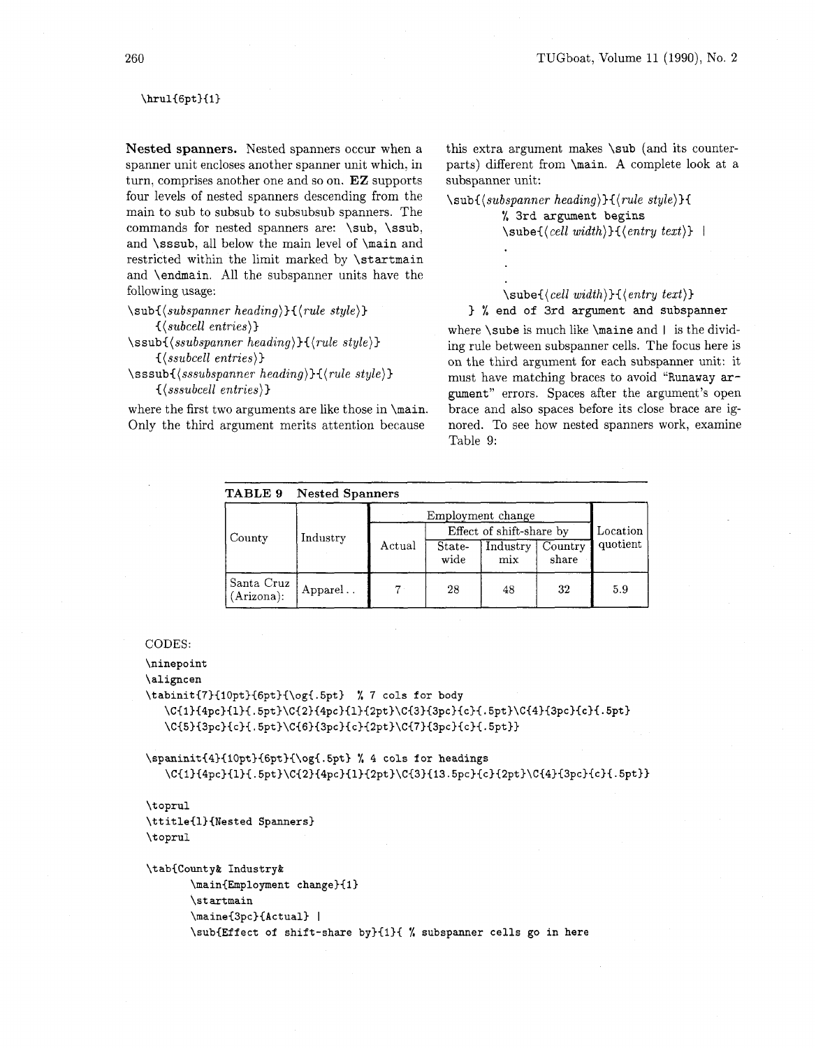```
\hrul{6pt}{1}
```

**Nested spanners.** Nested spanners occur when a spanner unit encloses another spanner unit which, in turn, comprises another one and so on. **EZ** supports four levels of nested spanners descending from the main to sub to subsub to subsubsub spanners. The commands for nested spanners are: `\sub`, `\ssub`, and `\sssub`, all below the main level of `\main` and restricted within the limit marked by `\startmain` and `\endmain`. All the subspanner units have the following usage:

```
\sub{⟨subspanner heading⟩}{⟨rule style⟩}
    {⟨subcell entries⟩}
\ssub{⟨ssubspanner heading⟩}{⟨rule style⟩}
    {⟨ssubcell entries⟩}
\sssub{⟨sssubspanner heading⟩}{⟨rule style⟩}
    {⟨sssubcell entries⟩}
```

where the first two arguments are like those in `\main`. Only the third argument merits attention because this extra argument makes `\sub` (and its counterparts) different from `\main`. A complete look at a subspanner unit:

```
\sub{⟨subspanner heading⟩}{⟨rule style⟩}{
        % 3rd argument begins
        \sube{⟨cell width⟩}{⟨entry text⟩} |
        .
        .
        .
        \sube{⟨cell width⟩}{⟨entry text⟩}
    } % end of 3rd argument and subspanner
```

where `\sube` is much like `\maine` and `|` is the dividing rule between subspanner cells. The focus here is on the third argument for each subspanner unit: it must have matching braces to avoid "`Runaway argument`" errors. Spaces after the argument's open brace and also spaces before its close brace are ignored. To see how nested spanners work, examine Table 9:

**TABLE 9 Nested Spanners**

| County | Industry | Employment change | | | | Location quotient |
|---|---|---|---|---|---|---|
| | | Actual | Effect of shift-share by | | | |
| | | | State-wide | Industry mix | Country share | |
| Santa Cruz (Arizona): | Apparel . . | 7 | 28 | 48 | 32 | 5.9 |

CODES:

```
\ninepoint
\aligncen
\tabinit{7}{10pt}{6pt}{\og{.5pt} % 7 cols for body
   \C{1}{4pc}{l}{.5pt}\C{2}{4pc}{l}{2pt}\C{3}{3pc}{c}{.5pt}\C{4}{3pc}{c}{.5pt}
   \C{5}{3pc}{c}{.5pt}\C{6}{3pc}{c}{2pt}\C{7}{3pc}{c}{.5pt}}

\spaninit{4}{10pt}{6pt}{\og{.5pt} % 4 cols for headings
   \C{1}{4pc}{l}{.5pt}\C{2}{4pc}{l}{2pt}\C{3}{13.5pc}{c}{2pt}\C{4}{3pc}{c}{.5pt}}

\toprul
\ttitle{1}{Nested Spanners}
\toprul

\tab{County& Industry&
      \main{Employment change}{1}
      \startmain
      \maine{3pc}{Actual} |
      \sub{Effect of shift-share by}{1}{ % subspanner cells go in here
```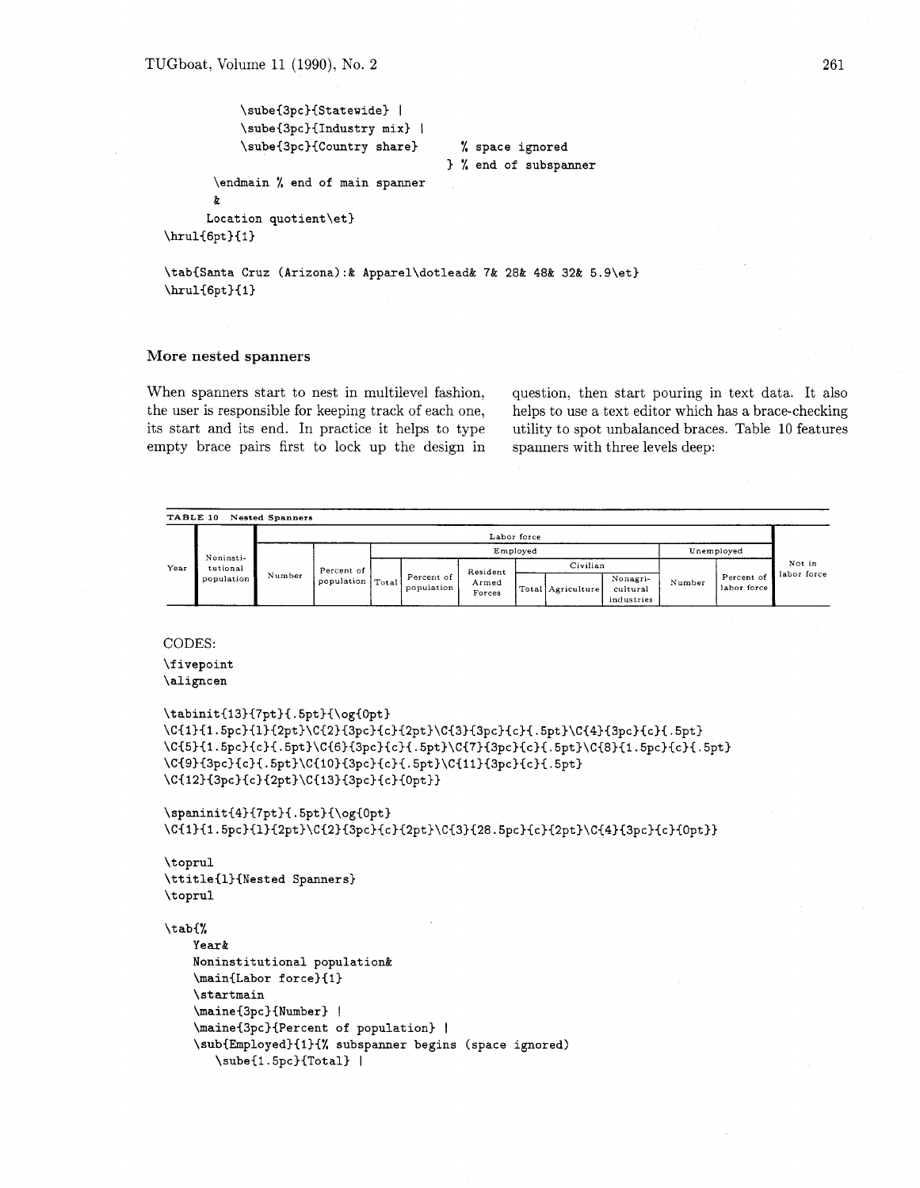```
        \sube{3pc}{Statewide} |
        \sube{3pc}{Industry mix} |
        \sube{3pc}{Country share}      % space ignored
                                    } % end of subspanner
     \endmain % end of main spanner
     &
    Location quotient\et}
\hrul{6pt}{1}

\tab{Santa Cruz (Arizona):& Apparel\dotlead& 7& 28& 48& 32& 5.9\et}
\hrul{6pt}{1}
```

### More nested spanners

When spanners start to nest in multilevel fashion, the user is responsible for keeping track of each one, its start and its end. In practice it helps to type empty brace pairs first to lock up the design in question, then start pouring in text data. It also helps to use a text editor which has a brace-checking utility to spot unbalanced braces. Table 10 features spanners with three levels deep:

**TABLE 10 Nested Spanners**

| Year | Noninsti-tutional population | Labor force | | | | | | | | | | Not in labor force |
|---|---|---|---|---|---|---|---|---|---|---|---|---|
| | | | | Employed | | | | | | Unemployed | | |
| | | | | | | | Civilian | | | | | |
| | | Number | Percent of population | Total | Percent of population | Resident Armed Forces | Total | Agriculture | Nonagri-cultural industries | Number | Percent of labor force | |

CODES:

```
\fivepoint
\aligncen

\tabinit{13}{7pt}{.5pt}{\og{0pt}
\C{1}{1.5pc}{l}{2pt}\C{2}{3pc}{c}{2pt}\C{3}{3pc}{c}{.5pt}\C{4}{3pc}{c}{.5pt}
\C{5}{1.5pc}{c}{.5pt}\C{6}{3pc}{c}{.5pt}\C{7}{3pc}{c}{.5pt}\C{8}{1.5pc}{c}{.5pt}
\C{9}{3pc}{c}{.5pt}\C{10}{3pc}{c}{.5pt}\C{11}{3pc}{c}{.5pt}
\C{12}{3pc}{c}{2pt}\C{13}{3pc}{c}{0pt}}

\spaninit{4}{7pt}{.5pt}{\og{0pt}
\C{1}{1.5pc}{l}{2pt}\C{2}{3pc}{c}{2pt}\C{3}{28.5pc}{c}{2pt}\C{4}{3pc}{c}{0pt}}

\toprul
\ttitle{1}{Nested Spanners}
\toprul

\tab{%
    Year&
    Noninstitutional population&
    \main{Labor force}{1}
    \startmain
    \maine{3pc}{Number} |
    \maine{3pc}{Percent of population} |
    \sub{Employed}{1}{% subspanner begins (space ignored)
       \sube{1.5pc}{Total} |
```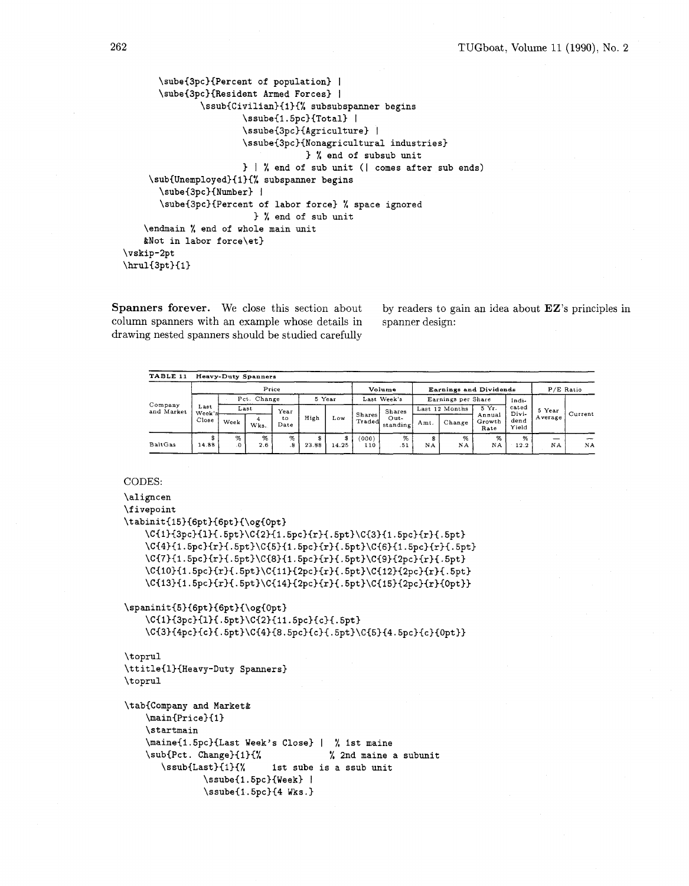```
\sube{3pc}{Percent of population} |
\sube{3pc}{Resident Armed Forces} |
        \ssub{Civilian}{1}{% subsubspanner begins
                \ssube{1.5pc}{Total} |
                \ssube{3pc}{Agriculture} |
                \ssube{3pc}{Nonagricultural industries}
                                } % end of subsub unit
                } | % end of sub unit (| comes after sub ends)
   \sub{Unemployed}{1}{% subspanner begins
      \sube{3pc}{Number} |
      \sube{3pc}{Percent of labor force} % space ignored
                      } % end of sub unit
   \endmain % end of whole main unit
   &Not in labor force\et}
\vskip-2pt
\hrul{3pt}{1}
```

**Spanners forever.** We close this section about column spanners with an example whose details in drawing nested spanners should be studied carefully by readers to gain an idea about **EZ**'s principles in spanner design:

**TABLE 11 Heavy-Duty Spanners**

| Company and Market | Price | | | | | | Volume | | Earnings and Dividends | | | | P/E Ratio | |
|---|---|---|---|---|---|---|---|---|---|---|---|---|---|---|
| | Last Week's Close | Pct. Change | | | 5 Year | | Last Week's | | Earnings per Share | | | Indicated Dividend Yield | 5 Year Average | Current |
| | | Last | | Year to Date | High | Low | Shares Traded | Shares Outstanding | Last 12 Months | | 5 Yr. Annual Growth Rate | | | |
| | | Week | 4 Wks. | | | | | | Amt. | Change | | | | |
| | $ | % | % | % | $ | $ | (000) | % | $ | % | % | % | — | — |
| BaltGas | 14.88 | .0 | 2.6 | .8 | 23.88 | 14.25 | 110 | .51 | NA | NA | NA | 12.2 | NA | NA |

CODES:

```
\aligncen
\fivepoint
\tabinit{15}{6pt}{6pt}{\og{0pt}
    \C{1}{3pc}{l}{.5pt}\C{2}{1.5pc}{r}{.5pt}\C{3}{1.5pc}{r}{.5pt}
    \C{4}{1.5pc}{r}{.5pt}\C{5}{1.5pc}{r}{.5pt}\C{6}{1.5pc}{r}{.5pt}
    \C{7}{1.5pc}{r}{.5pt}\C{8}{1.5pc}{r}{.5pt}\C{9}{2pc}{r}{.5pt}
    \C{10}{1.5pc}{r}{.5pt}\C{11}{2pc}{r}{.5pt}\C{12}{2pc}{r}{.5pt}
    \C{13}{1.5pc}{r}{.5pt}\C{14}{2pc}{r}{.5pt}\C{15}{2pc}{r}{0pt}}

\spaninit{5}{6pt}{6pt}{\og{0pt}
    \C{1}{3pc}{l}{.5pt}\C{2}{11.5pc}{c}{.5pt}
    \C{3}{4pc}{c}{.5pt}\C{4}{8.5pc}{c}{.5pt}\C{5}{4.5pc}{c}{0pt}}

\toprul
\ttitle{1}{Heavy-Duty Spanners}
\toprul

\tab{Company and Market&
    \main{Price}{1}
    \startmain
    \maine{1.5pc}{Last Week's Close} |  % 1st maine
    \sub{Pct. Change}{1}{%             % 2nd maine a subunit
       \ssub{Last}{1}{%     1st sube is a ssub unit
             \ssube{1.5pc}{Week} |
             \ssube{1.5pc}{4 Wks.}
```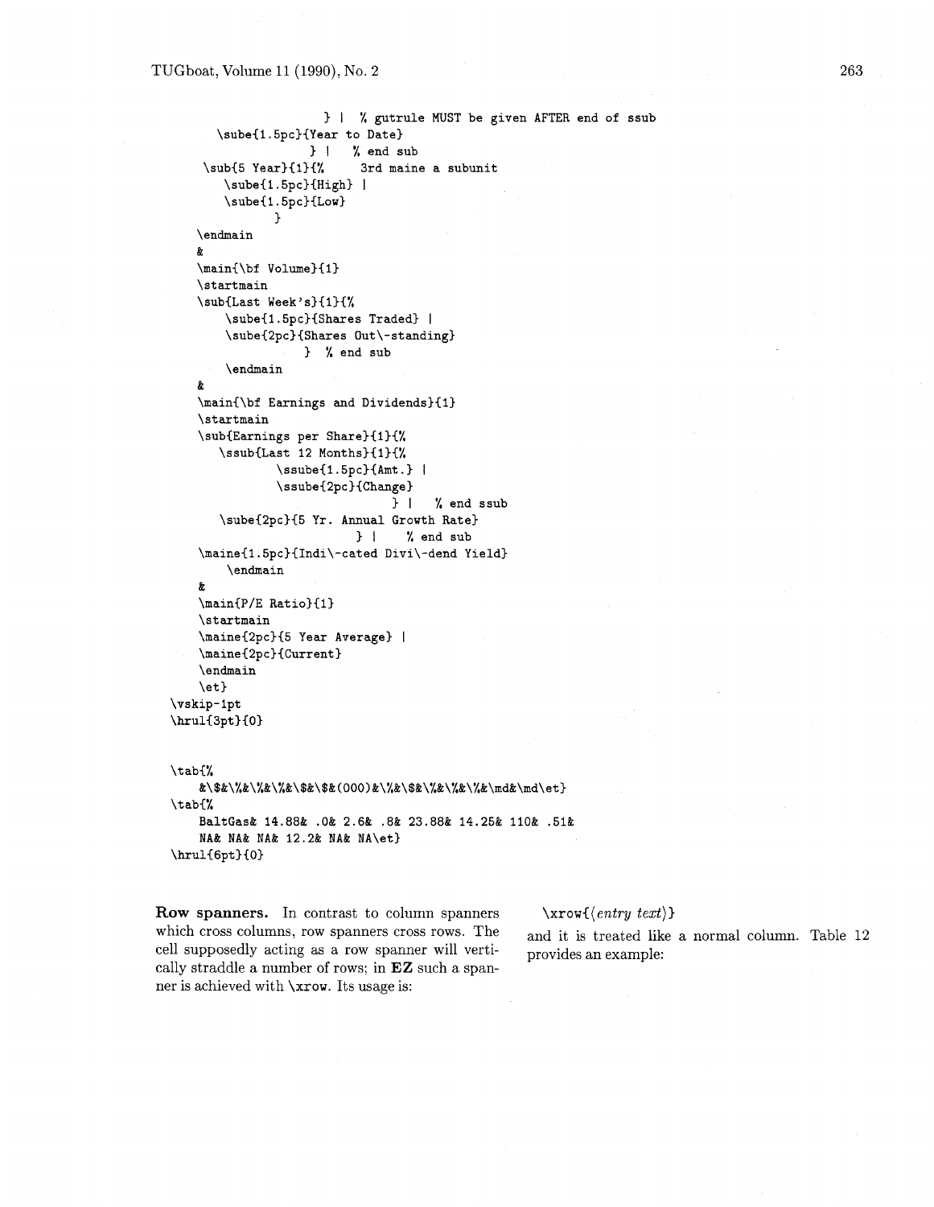```
                } |  % gutrule MUST be given AFTER end of ssub
    \sube{1.5pc}{Year to Date}
                } |   % end sub
   \sub{5 Year}{1}{%    3rd maine a subunit
      \sube{1.5pc}{High} |
      \sube{1.5pc}{Low}
             }
  \endmain
  &
  \main{\bf Volume}{1}
  \startmain
  \sub{Last Week's}{1}{%
      \sube{1.5pc}{Shares Traded} |
      \sube{2pc}{Shares Out\-standing}
                } % end sub
     \endmain
  &
  \main{\bf Earnings and Dividends}{1}
  \startmain
  \sub{Earnings per Share}{1}{%
     \ssub{Last 12 Months}{1}{%
            \ssube{1.5pc}{Amt.} |
            \ssube{2pc}{Change}
                          } |   % end ssub
     \sube{2pc}{5 Yr. Annual Growth Rate}
                        } |    % end sub
  \maine{1.5pc}{Indi\-cated Divi\-dend Yield}
      \endmain
  &
  \main{P/E Ratio}{1}
  \startmain
  \maine{2pc}{5 Year Average} |
  \maine{2pc}{Current}
  \endmain
  \et}
\vskip-1pt
\hrul{3pt}{0}


\tab{%
   &\$&\%&\%&\%&\$&\$&(000)&\%&\$&\%&\%&\%&\md&\md\et}
\tab{%
   BaltGas& 14.88& .0& 2.6& .8& 23.88& 14.25& 110& .51&
   NA& NA& NA& 12.2& NA& NA\et}
\hrul{6pt}{0}
```

**Row spanners.** In contrast to column spanners which cross columns, row spanners cross rows. The cell supposedly acting as a row spanner will vertically straddle a number of rows; in **EZ** such a spanner is achieved with `\xrow`. Its usage is:

`\xrow{⟨entry text⟩}`

and it is treated like a normal column. Table 12 provides an example: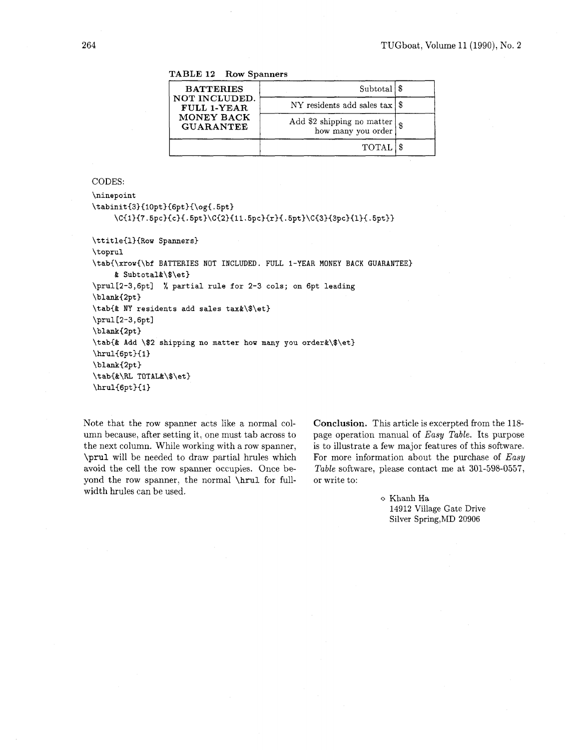**TABLE 12 Row Spanners**

| | | |
|---|---|---|
| **BATTERIES NOT INCLUDED. FULL 1-YEAR MONEY BACK GUARANTEE** | Subtotal | $ |
| | NY residents add sales tax | $ |
| | Add $2 shipping no matter how many you order | $ |
| | TOTAL | $ |

CODES:

```
\ninepoint
\tabinit{3}{10pt}{6pt}{\og{.5pt}
     \C{1}{7.5pc}{c}{.5pt}\C{2}{11.5pc}{r}{.5pt}\C{3}{3pc}{l}{.5pt}}

\ttitle{1}{Row Spanners}
\toprul
\tab{\xrow{\bf BATTERIES NOT INCLUDED. FULL 1-YEAR MONEY BACK GUARANTEE}
     & Subtotal&\$\et}
\prul[2-3,6pt]  % partial rule for 2-3 cols; on 6pt leading
\blank{2pt}
\tab{& NY residents add sales tax&\$\et}
\prul[2-3,6pt]
\blank{2pt}
\tab{& Add \$2 shipping no matter how many you order&\$\et}
\hrul{6pt}{1}
\blank{2pt}
\tab{&\RL TOTAL&\$\et}
\hrul{6pt}{1}
```

Note that the row spanner acts like a normal column because, after setting it, one must tab across to the next column. While working with a row spanner, \prul will be needed to draw partial hrules which avoid the cell the row spanner occupies. Once beyond the row spanner, the normal \hrul for full-width hrules can be used.

**Conclusion.** This article is excerpted from the 118-page operation manual of *Easy Table*. Its purpose is to illustrate a few major features of this software. For more information about the purchase of *Easy Table* software, please contact me at 301-598-0557, or write to:

◇ Khanh Ha
14912 Village Gate Drive
Silver Spring,MD 20906